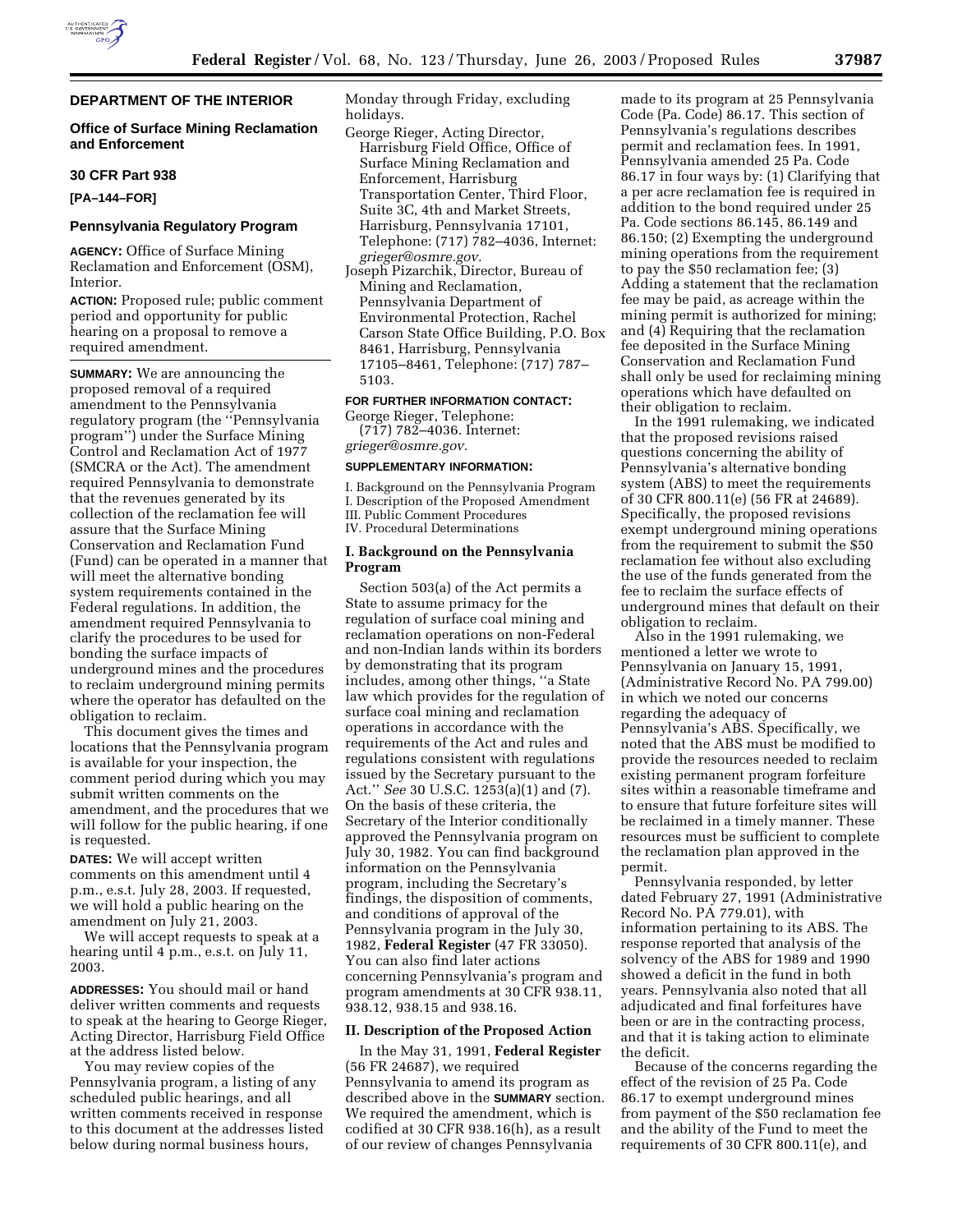## DEPARTMENT OF THE INTERIOR

### Office of Surface Mining Reclamation and Enforcement

### 30 CFR Part 938

**[PA–144–FOR]**

### Pennsylvania Regulatory Program

**AGENCY:** Office of Surface Mining Reclamation and Enforcement (OSM), Interior.

**ACTION:** Proposed rule; public comment period and opportunity for public hearing on a proposal to remove a required amendment.

**SUMMARY:** We are announcing the proposed removal of a required amendment to the Pennsylvania regulatory program (the ''Pennsylvania program'') under the Surface Mining Control and Reclamation Act of 1977 (SMCRA or the Act). The amendment required Pennsylvania to demonstrate that the revenues generated by its collection of the reclamation fee will assure that the Surface Mining Conservation and Reclamation Fund (Fund) can be operated in a manner that will meet the alternative bonding system requirements contained in the Federal regulations. In addition, the amendment required Pennsylvania to clarify the procedures to be used for bonding the surface impacts of underground mines and the procedures to reclaim underground mining permits where the operator has defaulted on the obligation to reclaim.

This document gives the times and locations that the Pennsylvania program is available for your inspection, the comment period during which you may submit written comments on the amendment, and the procedures that we will follow for the public hearing, if one is requested.

**DATES:** We will accept written comments on this amendment until 4 p.m., e.s.t. July 28, 2003. If requested, we will hold a public hearing on the amendment on July 21, 2003.

We will accept requests to speak at a hearing until 4 p.m., e.s.t. on July 11, 2003.

**ADDRESSES:** You should mail or hand deliver written comments and requests to speak at the hearing to George Rieger, Acting Director, Harrisburg Field Office at the address listed below.

You may review copies of the Pennsylvania program, a listing of any scheduled public hearings, and all written comments received in response to this document at the addresses listed below during normal business hours, Monday through Friday, excluding holidays.

George Rieger, Acting Director, Harrisburg Field Office, Office of Surface Mining Reclamation and Enforcement, Harrisburg Transportation Center, Third Floor, Suite 3C, 4th and Market Streets, Harrisburg, Pennsylvania 17101, Telephone: (717) 782–4036, Internet: *grieger@osmre.gov.*

Joseph Pizarchik, Director, Bureau of Mining and Reclamation, Pennsylvania Department of Environmental Protection, Rachel Carson State Office Building, P.O. Box 8461, Harrisburg, Pennsylvania 17105–8461, Telephone: (717) 787–5103.

**FOR FURTHER INFORMATION CONTACT:** George Rieger, Telephone: (717) 782–4036. Internet: *grieger@osmre.gov.*

**SUPPLEMENTARY INFORMATION:**

I. Background on the Pennsylvania Program
I. Description of the Proposed Amendment
III. Public Comment Procedures
IV. Procedural Determinations

### I. Background on the Pennsylvania Program

Section 503(a) of the Act permits a State to assume primacy for the regulation of surface coal mining and reclamation operations on non-Federal and non-Indian lands within its borders by demonstrating that its program includes, among other things, ''a State law which provides for the regulation of surface coal mining and reclamation operations in accordance with the requirements of the Act and rules and regulations consistent with regulations issued by the Secretary pursuant to the Act.'' *See* 30 U.S.C. 1253(a)(1) and (7). On the basis of these criteria, the Secretary of the Interior conditionally approved the Pennsylvania program on July 30, 1982. You can find background information on the Pennsylvania program, including the Secretary's findings, the disposition of comments, and conditions of approval of the Pennsylvania program in the July 30, 1982, **Federal Register** (47 FR 33050). You can also find later actions concerning Pennsylvania's program and program amendments at 30 CFR 938.11, 938.12, 938.15 and 938.16.

### II. Description of the Proposed Action

In the May 31, 1991, **Federal Register** (56 FR 24687), we required Pennsylvania to amend its program as described above in the **SUMMARY** section. We required the amendment, which is codified at 30 CFR 938.16(h), as a result of our review of changes Pennsylvania made to its program at 25 Pennsylvania Code (Pa. Code) 86.17. This section of Pennsylvania's regulations describes permit and reclamation fees. In 1991, Pennsylvania amended 25 Pa. Code 86.17 in four ways by: (1) Clarifying that a per acre reclamation fee is required in addition to the bond required under 25 Pa. Code sections 86.145, 86.149 and 86.150; (2) Exempting the underground mining operations from the requirement to pay the $50 reclamation fee; (3) Adding a statement that the reclamation fee may be paid, as acreage within the mining permit is authorized for mining; and (4) Requiring that the reclamation fee deposited in the Surface Mining Conservation and Reclamation Fund shall only be used for reclaiming mining operations which have defaulted on their obligation to reclaim.

In the 1991 rulemaking, we indicated that the proposed revisions raised questions concerning the ability of Pennsylvania's alternative bonding system (ABS) to meet the requirements of 30 CFR 800.11(e) (56 FR at 24689). Specifically, the proposed revisions exempt underground mining operations from the requirement to submit the $50 reclamation fee without also excluding the use of the funds generated from the fee to reclaim the surface effects of underground mines that default on their obligation to reclaim.

Also in the 1991 rulemaking, we mentioned a letter we wrote to Pennsylvania on January 15, 1991, (Administrative Record No. PA 799.00) in which we noted our concerns regarding the adequacy of Pennsylvania's ABS. Specifically, we noted that the ABS must be modified to provide the resources needed to reclaim existing permanent program forfeiture sites within a reasonable timeframe and to ensure that future forfeiture sites will be reclaimed in a timely manner. These resources must be sufficient to complete the reclamation plan approved in the permit.

Pennsylvania responded, by letter dated February 27, 1991 (Administrative Record No. PA 779.01), with information pertaining to its ABS. The response reported that analysis of the solvency of the ABS for 1989 and 1990 showed a deficit in the fund in both years. Pennsylvania also noted that all adjudicated and final forfeitures have been or are in the contracting process, and that it is taking action to eliminate the deficit.

Because of the concerns regarding the effect of the revision of 25 Pa. Code 86.17 to exempt underground mines from payment of the $50 reclamation fee and the ability of the Fund to meet the requirements of 30 CFR 800.11(e), and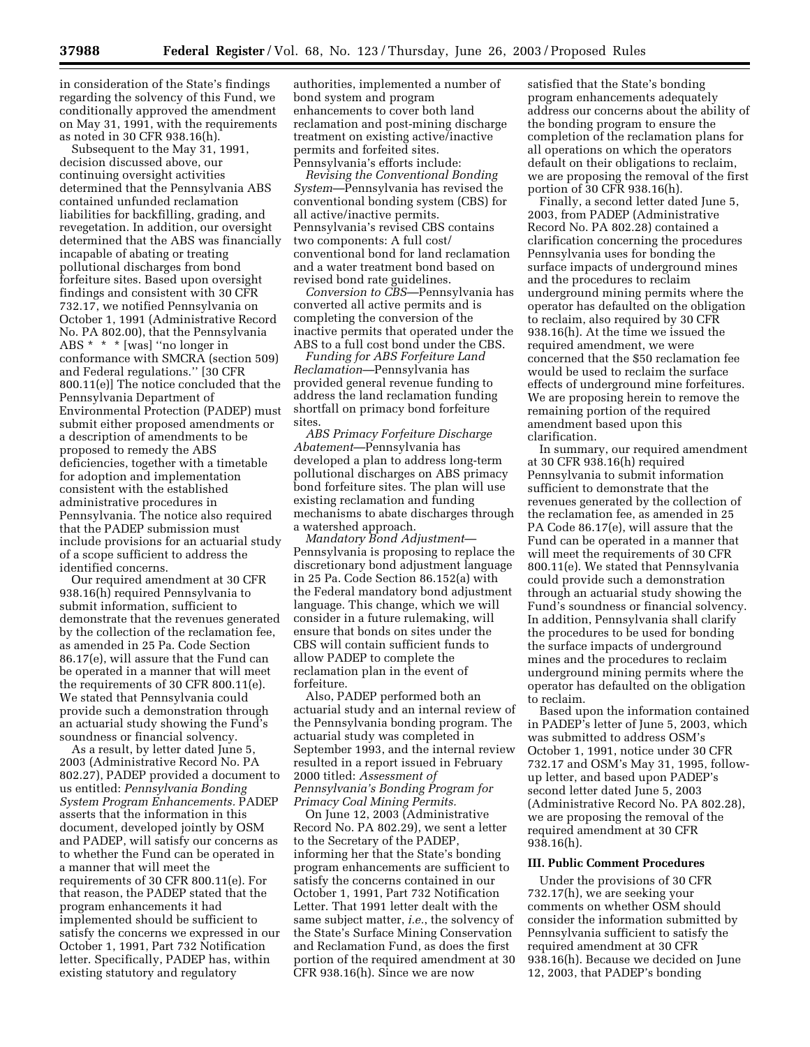in consideration of the State's findings regarding the solvency of this Fund, we conditionally approved the amendment on May 31, 1991, with the requirements as noted in 30 CFR 938.16(h).

Subsequent to the May 31, 1991, decision discussed above, our continuing oversight activities determined that the Pennsylvania ABS contained unfunded reclamation liabilities for backfilling, grading, and revegetation. In addition, our oversight determined that the ABS was financially incapable of abating or treating pollutional discharges from bond forfeiture sites. Based upon oversight findings and consistent with 30 CFR 732.17, we notified Pennsylvania on October 1, 1991 (Administrative Record No. PA 802.00), that the Pennsylvania ABS * * * [was] ''no longer in conformance with SMCRA (section 509) and Federal regulations.'' [30 CFR 800.11(e)] The notice concluded that the Pennsylvania Department of Environmental Protection (PADEP) must submit either proposed amendments or a description of amendments to be proposed to remedy the ABS deficiencies, together with a timetable for adoption and implementation consistent with the established administrative procedures in Pennsylvania. The notice also required that the PADEP submission must include provisions for an actuarial study of a scope sufficient to address the identified concerns.

Our required amendment at 30 CFR 938.16(h) required Pennsylvania to submit information, sufficient to demonstrate that the revenues generated by the collection of the reclamation fee, as amended in 25 Pa. Code Section 86.17(e), will assure that the Fund can be operated in a manner that will meet the requirements of 30 CFR 800.11(e). We stated that Pennsylvania could provide such a demonstration through an actuarial study showing the Fund's soundness or financial solvency.

As a result, by letter dated June 5, 2003 (Administrative Record No. PA 802.27), PADEP provided a document to us entitled: *Pennsylvania Bonding System Program Enhancements.* PADEP asserts that the information in this document, developed jointly by OSM and PADEP, will satisfy our concerns as to whether the Fund can be operated in a manner that will meet the requirements of 30 CFR 800.11(e). For that reason, the PADEP stated that the program enhancements it had implemented should be sufficient to satisfy the concerns we expressed in our October 1, 1991, Part 732 Notification letter. Specifically, PADEP has, within existing statutory and regulatory authorities, implemented a number of bond system and program enhancements to cover both land reclamation and post-mining discharge treatment on existing active/inactive permits and forfeited sites. Pennsylvania's efforts include:

*Revising the Conventional Bonding System*—Pennsylvania has revised the conventional bonding system (CBS) for all active/inactive permits. Pennsylvania's revised CBS contains two components: A full cost/conventional bond for land reclamation and a water treatment bond based on revised bond rate guidelines.

*Conversion to CBS*—Pennsylvania has converted all active permits and is completing the conversion of the inactive permits that operated under the ABS to a full cost bond under the CBS.

*Funding for ABS Forfeiture Land Reclamation*—Pennsylvania has provided general revenue funding to address the land reclamation funding shortfall on primacy bond forfeiture sites.

*ABS Primacy Forfeiture Discharge Abatement*—Pennsylvania has developed a plan to address long-term pollutional discharges on ABS primacy bond forfeiture sites. The plan will use existing reclamation and funding mechanisms to abate discharges through a watershed approach.

*Mandatory Bond Adjustment*—Pennsylvania is proposing to replace the discretionary bond adjustment language in 25 Pa. Code Section 86.152(a) with the Federal mandatory bond adjustment language. This change, which we will consider in a future rulemaking, will ensure that bonds on sites under the CBS will contain sufficient funds to allow PADEP to complete the reclamation plan in the event of forfeiture.

Also, PADEP performed both an actuarial study and an internal review of the Pennsylvania bonding program. The actuarial study was completed in September 1993, and the internal review resulted in a report issued in February 2000 titled: *Assessment of Pennsylvania's Bonding Program for Primacy Coal Mining Permits.*

On June 12, 2003 (Administrative Record No. PA 802.29), we sent a letter to the Secretary of the PADEP, informing her that the State's bonding program enhancements are sufficient to satisfy the concerns contained in our October 1, 1991, Part 732 Notification Letter. That 1991 letter dealt with the same subject matter, *i.e.*, the solvency of the State's Surface Mining Conservation and Reclamation Fund, as does the first portion of the required amendment at 30 CFR 938.16(h). Since we are now satisfied that the State's bonding program enhancements adequately address our concerns about the ability of the bonding program to ensure the completion of the reclamation plans for all operations on which the operators default on their obligations to reclaim, we are proposing the removal of the first portion of 30 CFR 938.16(h).

Finally, a second letter dated June 5, 2003, from PADEP (Administrative Record No. PA 802.28) contained a clarification concerning the procedures Pennsylvania uses for bonding the surface impacts of underground mines and the procedures to reclaim underground mining permits where the operator has defaulted on the obligation to reclaim, also required by 30 CFR 938.16(h). At the time we issued the required amendment, we were concerned that the $50 reclamation fee would be used to reclaim the surface effects of underground mine forfeitures. We are proposing herein to remove the remaining portion of the required amendment based upon this clarification.

In summary, our required amendment at 30 CFR 938.16(h) required Pennsylvania to submit information sufficient to demonstrate that the revenues generated by the collection of the reclamation fee, as amended in 25 PA Code 86.17(e), will assure that the Fund can be operated in a manner that will meet the requirements of 30 CFR 800.11(e). We stated that Pennsylvania could provide such a demonstration through an actuarial study showing the Fund's soundness or financial solvency. In addition, Pennsylvania shall clarify the procedures to be used for bonding the surface impacts of underground mines and the procedures to reclaim underground mining permits where the operator has defaulted on the obligation to reclaim.

Based upon the information contained in PADEP's letter of June 5, 2003, which was submitted to address OSM's October 1, 1991, notice under 30 CFR 732.17 and OSM's May 31, 1995, follow-up letter, and based upon PADEP's second letter dated June 5, 2003 (Administrative Record No. PA 802.28), we are proposing the removal of the required amendment at 30 CFR 938.16(h).

### III. Public Comment Procedures

Under the provisions of 30 CFR 732.17(h), we are seeking your comments on whether OSM should consider the information submitted by Pennsylvania sufficient to satisfy the required amendment at 30 CFR 938.16(h). Because we decided on June 12, 2003, that PADEP's bonding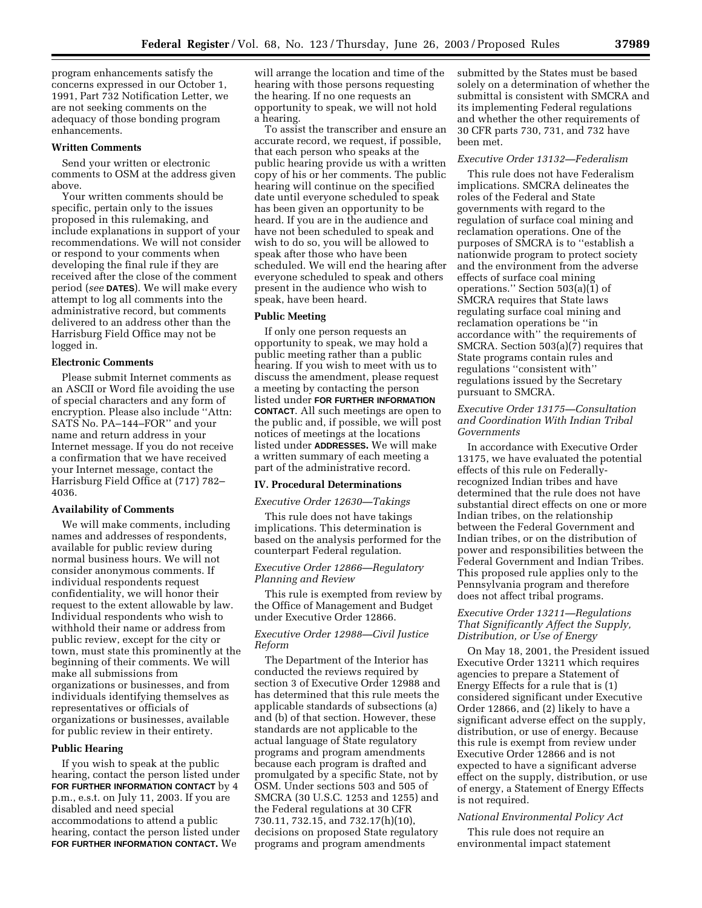program enhancements satisfy the concerns expressed in our October 1, 1991, Part 732 Notification Letter, we are not seeking comments on the adequacy of those bonding program enhancements.

### Written Comments

Send your written or electronic comments to OSM at the address given above.

Your written comments should be specific, pertain only to the issues proposed in this rulemaking, and include explanations in support of your recommendations. We will not consider or respond to your comments when developing the final rule if they are received after the close of the comment period (*see* **DATES**). We will make every attempt to log all comments into the administrative record, but comments delivered to an address other than the Harrisburg Field Office may not be logged in.

### Electronic Comments

Please submit Internet comments as an ASCII or Word file avoiding the use of special characters and any form of encryption. Please also include ''Attn: SATS No. PA–144–FOR'' and your name and return address in your Internet message. If you do not receive a confirmation that we have received your Internet message, contact the Harrisburg Field Office at (717) 782–4036.

### Availability of Comments

We will make comments, including names and addresses of respondents, available for public review during normal business hours. We will not consider anonymous comments. If individual respondents request confidentiality, we will honor their request to the extent allowable by law. Individual respondents who wish to withhold their name or address from public review, except for the city or town, must state this prominently at the beginning of their comments. We will make all submissions from organizations or businesses, and from individuals identifying themselves as representatives or officials of organizations or businesses, available for public review in their entirety.

### Public Hearing

If you wish to speak at the public hearing, contact the person listed under **FOR FURTHER INFORMATION CONTACT** by 4 p.m., e.s.t. on July 11, 2003. If you are disabled and need special accommodations to attend a public hearing, contact the person listed under **FOR FURTHER INFORMATION CONTACT.** We will arrange the location and time of the hearing with those persons requesting the hearing. If no one requests an opportunity to speak, we will not hold a hearing.

To assist the transcriber and ensure an accurate record, we request, if possible, that each person who speaks at the public hearing provide us with a written copy of his or her comments. The public hearing will continue on the specified date until everyone scheduled to speak has been given an opportunity to be heard. If you are in the audience and have not been scheduled to speak and wish to do so, you will be allowed to speak after those who have been scheduled. We will end the hearing after everyone scheduled to speak and others present in the audience who wish to speak, have been heard.

### Public Meeting

If only one person requests an opportunity to speak, we may hold a public meeting rather than a public hearing. If you wish to meet with us to discuss the amendment, please request a meeting by contacting the person listed under **FOR FURTHER INFORMATION CONTACT**. All such meetings are open to the public and, if possible, we will post notices of meetings at the locations listed under **ADDRESSES.** We will make a written summary of each meeting a part of the administrative record.

## IV. Procedural Determinations

*Executive Order 12630—Takings*

This rule does not have takings implications. This determination is based on the analysis performed for the counterpart Federal regulation.

*Executive Order 12866—Regulatory Planning and Review*

This rule is exempted from review by the Office of Management and Budget under Executive Order 12866.

*Executive Order 12988—Civil Justice Reform*

The Department of the Interior has conducted the reviews required by section 3 of Executive Order 12988 and has determined that this rule meets the applicable standards of subsections (a) and (b) of that section. However, these standards are not applicable to the actual language of State regulatory programs and program amendments because each program is drafted and promulgated by a specific State, not by OSM. Under sections 503 and 505 of SMCRA (30 U.S.C. 1253 and 1255) and the Federal regulations at 30 CFR 730.11, 732.15, and 732.17(h)(10), decisions on proposed State regulatory programs and program amendments submitted by the States must be based solely on a determination of whether the submittal is consistent with SMCRA and its implementing Federal regulations and whether the other requirements of 30 CFR parts 730, 731, and 732 have been met.

*Executive Order 13132—Federalism*

This rule does not have Federalism implications. SMCRA delineates the roles of the Federal and State governments with regard to the regulation of surface coal mining and reclamation operations. One of the purposes of SMCRA is to ''establish a nationwide program to protect society and the environment from the adverse effects of surface coal mining operations.'' Section 503(a)(1) of SMCRA requires that State laws regulating surface coal mining and reclamation operations be ''in accordance with'' the requirements of SMCRA. Section 503(a)(7) requires that State programs contain rules and regulations ''consistent with'' regulations issued by the Secretary pursuant to SMCRA.

*Executive Order 13175—Consultation and Coordination With Indian Tribal Governments*

In accordance with Executive Order 13175, we have evaluated the potential effects of this rule on Federally-recognized Indian tribes and have determined that the rule does not have substantial direct effects on one or more Indian tribes, on the relationship between the Federal Government and Indian tribes, or on the distribution of power and responsibilities between the Federal Government and Indian Tribes. This proposed rule applies only to the Pennsylvania program and therefore does not affect tribal programs.

*Executive Order 13211—Regulations That Significantly Affect the Supply, Distribution, or Use of Energy*

On May 18, 2001, the President issued Executive Order 13211 which requires agencies to prepare a Statement of Energy Effects for a rule that is (1) considered significant under Executive Order 12866, and (2) likely to have a significant adverse effect on the supply, distribution, or use of energy. Because this rule is exempt from review under Executive Order 12866 and is not expected to have a significant adverse effect on the supply, distribution, or use of energy, a Statement of Energy Effects is not required.

*National Environmental Policy Act*

This rule does not require an environmental impact statement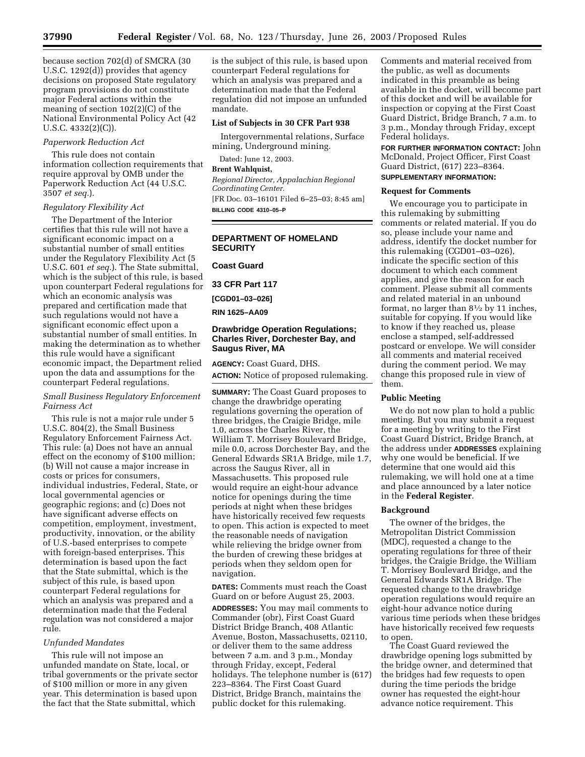because section 702(d) of SMCRA (30 U.S.C. 1292(d)) provides that agency decisions on proposed State regulatory program provisions do not constitute major Federal actions within the meaning of section 102(2)(C) of the National Environmental Policy Act (42 U.S.C. 4332(2)(C)).

*Paperwork Reduction Act*

This rule does not contain information collection requirements that require approval by OMB under the Paperwork Reduction Act (44 U.S.C. 3507 *et seq.*).

*Regulatory Flexibility Act*

The Department of the Interior certifies that this rule will not have a significant economic impact on a substantial number of small entities under the Regulatory Flexibility Act (5 U.S.C. 601 *et seq.*). The State submittal, which is the subject of this rule, is based upon counterpart Federal regulations for which an economic analysis was prepared and certification made that such regulations would not have a significant economic effect upon a substantial number of small entities. In making the determination as to whether this rule would have a significant economic impact, the Department relied upon the data and assumptions for the counterpart Federal regulations.

*Small Business Regulatory Enforcement Fairness Act*

This rule is not a major rule under 5 U.S.C. 804(2), the Small Business Regulatory Enforcement Fairness Act. This rule: (a) Does not have an annual effect on the economy of $100 million; (b) Will not cause a major increase in costs or prices for consumers, individual industries, Federal, State, or local governmental agencies or geographic regions; and (c) Does not have significant adverse effects on competition, employment, investment, productivity, innovation, or the ability of U.S.-based enterprises to compete with foreign-based enterprises. This determination is based upon the fact that the State submittal, which is the subject of this rule, is based upon counterpart Federal regulations for which an analysis was prepared and a determination made that the Federal regulation was not considered a major rule.

*Unfunded Mandates*

This rule will not impose an unfunded mandate on State, local, or tribal governments or the private sector of $100 million or more in any given year. This determination is based upon the fact that the State submittal, which is the subject of this rule, is based upon counterpart Federal regulations for which an analysis was prepared and a determination made that the Federal regulation did not impose an unfunded mandate.

**List of Subjects in 30 CFR Part 938**

Intergovernmental relations, Surface mining, Underground mining.

Dated: June 12, 2003.

**Brent Wahlquist,**

*Regional Director, Appalachian Regional Coordinating Center.*

[FR Doc. 03–16101 Filed 6–25–03; 8:45 am]

**BILLING CODE 4310–05–P**

---

## DEPARTMENT OF HOMELAND SECURITY

### Coast Guard

### 33 CFR Part 117

### [CGD01–03–026]

### RIN 1625–AA09

## Drawbridge Operation Regulations; Charles River, Dorchester Bay, and Saugus River, MA

**AGENCY:** Coast Guard, DHS.

**ACTION:** Notice of proposed rulemaking.

**SUMMARY:** The Coast Guard proposes to change the drawbridge operating regulations governing the operation of three bridges, the Craigie Bridge, mile 1.0, across the Charles River, the William T. Morrisey Boulevard Bridge, mile 0.0, across Dorchester Bay, and the General Edwards SR1A Bridge, mile 1.7, across the Saugus River, all in Massachusetts. This proposed rule would require an eight-hour advance notice for openings during the time periods at night when these bridges have historically received few requests to open. This action is expected to meet the reasonable needs of navigation while relieving the bridge owner from the burden of crewing these bridges at periods when they seldom open for navigation.

**DATES:** Comments must reach the Coast Guard on or before August 25, 2003.

**ADDRESSES:** You may mail comments to Commander (obr), First Coast Guard District Bridge Branch, 408 Atlantic Avenue, Boston, Massachusetts, 02110, or deliver them to the same address between 7 a.m. and 3 p.m., Monday through Friday, except, Federal holidays. The telephone number is (617) 223–8364. The First Coast Guard District, Bridge Branch, maintains the public docket for this rulemaking. Comments and material received from the public, as well as documents indicated in this preamble as being available in the docket, will become part of this docket and will be available for inspection or copying at the First Coast Guard District, Bridge Branch, 7 a.m. to 3 p.m., Monday through Friday, except Federal holidays.

**FOR FURTHER INFORMATION CONTACT:** John McDonald, Project Officer, First Coast Guard District, (617) 223–8364.

**SUPPLEMENTARY INFORMATION:**

**Request for Comments**

We encourage you to participate in this rulemaking by submitting comments or related material. If you do so, please include your name and address, identify the docket number for this rulemaking (CGD01–03–026), indicate the specific section of this document to which each comment applies, and give the reason for each comment. Please submit all comments and related material in an unbound format, no larger than 8½ by 11 inches, suitable for copying. If you would like to know if they reached us, please enclose a stamped, self-addressed postcard or envelope. We will consider all comments and material received during the comment period. We may change this proposed rule in view of them.

**Public Meeting**

We do not now plan to hold a public meeting. But you may submit a request for a meeting by writing to the First Coast Guard District, Bridge Branch, at the address under **ADDRESSES** explaining why one would be beneficial. If we determine that one would aid this rulemaking, we will hold one at a time and place announced by a later notice in the **Federal Register**.

**Background**

The owner of the bridges, the Metropolitan District Commission (MDC), requested a change to the operating regulations for three of their bridges, the Craigie Bridge, the William T. Morrisey Boulevard Bridge, and the General Edwards SR1A Bridge. The requested change to the drawbridge operation regulations would require an eight-hour advance notice during various time periods when these bridges have historically received few requests to open.

The Coast Guard reviewed the drawbridge opening logs submitted by the bridge owner, and determined that the bridges had few requests to open during the time periods the bridge owner has requested the eight-hour advance notice requirement. This